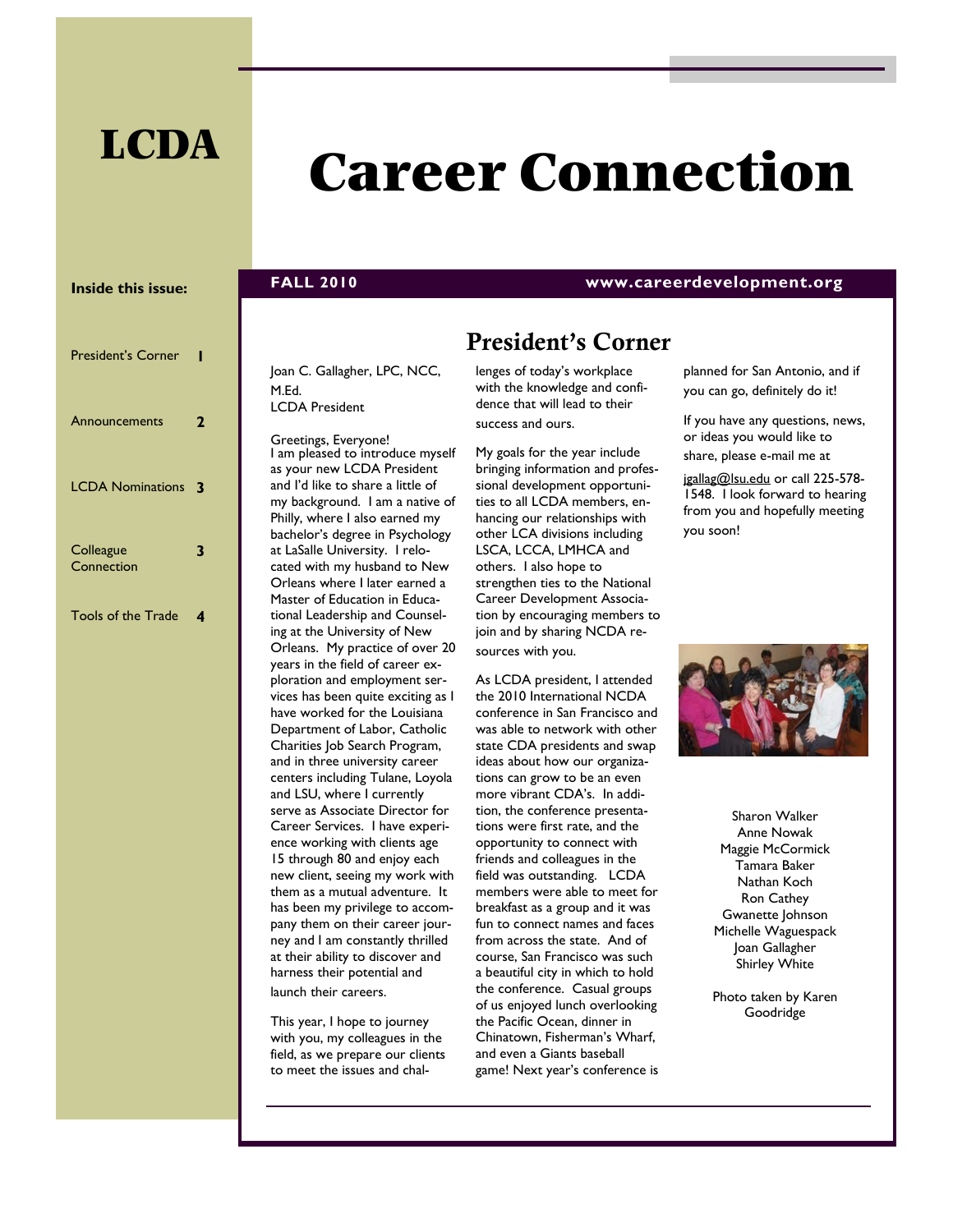# LCDA

# Career Connection

**FALL 2010** www.careerdevelopment.org

**Inside this issue:**

| | |
|---|---|
| President's Corner | 1 |
| Announcements | 2 |
| LCDA Nominations | 3 |
| Colleague Connection | 3 |
| Tools of the Trade | 4 |

## President's Corner

Joan C. Gallagher, LPC, NCC, M.Ed.
LCDA President

Greetings, Everyone!
I am pleased to introduce myself as your new LCDA President and I'd like to share a little of my background. I am a native of Philly, where I also earned my bachelor's degree in Psychology at LaSalle University. I relocated with my husband to New Orleans where I later earned a Master of Education in Educational Leadership and Counseling at the University of New Orleans. My practice of over 20 years in the field of career exploration and employment services has been quite exciting as I have worked for the Louisiana Department of Labor, Catholic Charities Job Search Program, and in three university career centers including Tulane, Loyola and LSU, where I currently serve as Associate Director for Career Services. I have experience working with clients age 15 through 80 and enjoy each new client, seeing my work with them as a mutual adventure. It has been my privilege to accompany them on their career journey and I am constantly thrilled at their ability to discover and harness their potential and launch their careers.

This year, I hope to journey with you, my colleagues in the field, as we prepare our clients to meet the issues and challenges of today's workplace with the knowledge and confidence that will lead to their success and ours.

My goals for the year include bringing information and professional development opportunities to all LCDA members, enhancing our relationships with other LCA divisions including LSCA, LCCA, LMHCA and others. I also hope to strengthen ties to the National Career Development Association by encouraging members to join and by sharing NCDA resources with you.

As LCDA president, I attended the 2010 International NCDA conference in San Francisco and was able to network with other state CDA presidents and swap ideas about how our organizations can grow to be an even more vibrant CDA's. In addition, the conference presentations were first rate, and the opportunity to connect with friends and colleagues in the field was outstanding. LCDA members were able to meet for breakfast as a group and it was fun to connect names and faces from across the state. And of course, San Francisco was such a beautiful city in which to hold the conference. Casual groups of us enjoyed lunch overlooking the Pacific Ocean, dinner in Chinatown, Fisherman's Wharf, and even a Giants baseball game! Next year's conference is planned for San Antonio, and if you can go, definitely do it!

If you have any questions, news, or ideas you would like to share, please e-mail me at jgallag@lsu.edu or call 225-578-1548. I look forward to hearing from you and hopefully meeting you soon!

Sharon Walker
Anne Nowak
Maggie McCormick
Tamara Baker
Nathan Koch
Ron Cathey
Gwanette Johnson
Michelle Waguespack
Joan Gallagher
Shirley White

Photo taken by Karen Goodridge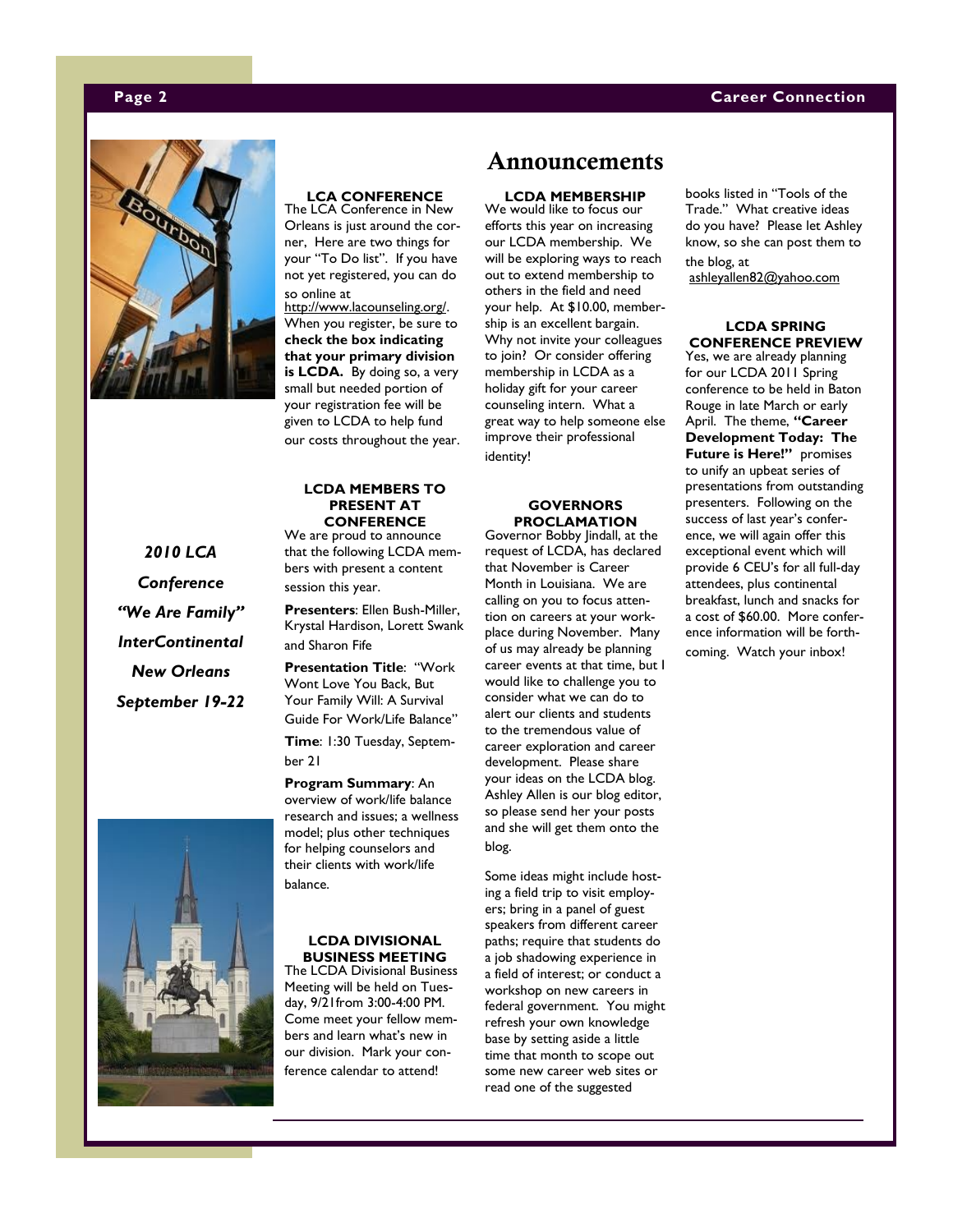# Announcements

*2010 LCA Conference*
*"We Are Family"*
*InterContinental New Orleans*
*September 19-22*

### LCA CONFERENCE

The LCA Conference in New Orleans is just around the corner, Here are two things for your "To Do list". If you have not yet registered, you can do so online at http://www.lacounseling.org/. When you register, be sure to **check the box indicating that your primary division is LCDA.** By doing so, a very small but needed portion of your registration fee will be given to LCDA to help fund our costs throughout the year.

### LCDA MEMBERS TO PRESENT AT CONFERENCE

We are proud to announce that the following LCDA members with present a content session this year.

**Presenters**: Ellen Bush-Miller, Krystal Hardison, Lorett Swank and Sharon Fife

**Presentation Title**: "Work Wont Love You Back, But Your Family Will: A Survival Guide For Work/Life Balance"

**Time**: 1:30 Tuesday, September 21

**Program Summary**: An overview of work/life balance research and issues; a wellness model; plus other techniques for helping counselors and their clients with work/life balance.

### LCDA DIVISIONAL BUSINESS MEETING

The LCDA Divisional Business Meeting will be held on Tuesday, 9/21from 3:00-4:00 PM. Come meet your fellow members and learn what's new in our division. Mark your conference calendar to attend!

### LCDA MEMBERSHIP

We would like to focus our efforts this year on increasing our LCDA membership. We will be exploring ways to reach out to extend membership to others in the field and need your help. At $10.00, membership is an excellent bargain. Why not invite your colleagues to join? Or consider offering membership in LCDA as a holiday gift for your career counseling intern. What a great way to help someone else improve their professional identity!

### GOVERNORS PROCLAMATION

Governor Bobby Jindall, at the request of LCDA, has declared that November is Career Month in Louisiana. We are calling on you to focus attention on careers at your workplace during November. Many of us may already be planning career events at that time, but I would like to challenge you to consider what we can do to alert our clients and students to the tremendous value of career exploration and career development. Please share your ideas on the LCDA blog. Ashley Allen is our blog editor, so please send her your posts and she will get them onto the blog.

Some ideas might include hosting a field trip to visit employers; bring in a panel of guest speakers from different career paths; require that students do a job shadowing experience in a field of interest; or conduct a workshop on new careers in federal government. You might refresh your own knowledge base by setting aside a little time that month to scope out some new career web sites or read one of the suggested books listed in "Tools of the Trade." What creative ideas do you have? Please let Ashley know, so she can post them to the blog, at ashleyallen82@yahoo.com

### LCDA SPRING CONFERENCE PREVIEW

Yes, we are already planning for our LCDA 2011 Spring conference to be held in Baton Rouge in late March or early April. The theme, **"Career Development Today: The Future is Here!"** promises to unify an upbeat series of presentations from outstanding presenters. Following on the success of last year's conference, we will again offer this exceptional event which will provide 6 CEU's for all full-day attendees, plus continental breakfast, lunch and snacks for a cost of $60.00. More conference information will be forthcoming. Watch your inbox!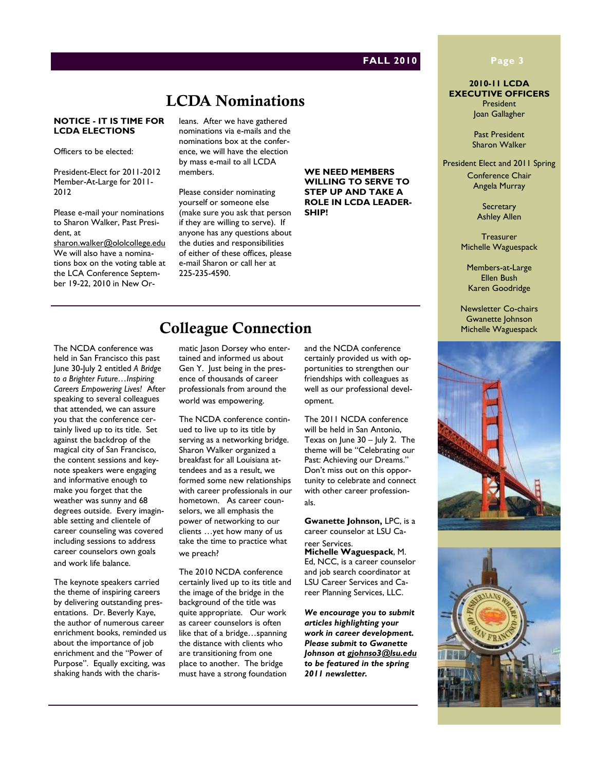# LCDA Nominations

**NOTICE - IT IS TIME FOR LCDA ELECTIONS**

Officers to be elected:

President-Elect for 2011-2012
Member-At-Large for 2011-2012

Please e-mail your nominations to Sharon Walker, Past President, at sharon.walker@ololcollege.edu We will also have a nominations box on the voting table at the LCA Conference September 19-22, 2010 in New Orleans. After we have gathered nominations via e-mails and the nominations box at the conference, we will have the election by mass e-mail to all LCDA members.

Please consider nominating yourself or someone else (make sure you ask that person if they are willing to serve). If anyone has any questions about the duties and responsibilities of either of these offices, please e-mail Sharon or call her at 225-235-4590.

**WE NEED MEMBERS WILLING TO SERVE TO STEP UP AND TAKE A ROLE IN LCDA LEADERSHIP!**

# Colleague Connection

The NCDA conference was held in San Francisco this past June 30-July 2 entitled *A Bridge to a Brighter Future…Inspiring Careers Empowering Lives!* After speaking to several colleagues that attended, we can assure you that the conference certainly lived up to its title. Set against the backdrop of the magical city of San Francisco, the content sessions and keynote speakers were engaging and informative enough to make you forget that the weather was sunny and 68 degrees outside. Every imaginable setting and clientele of career counseling was covered including sessions to address career counselors own goals and work life balance.

The keynote speakers carried the theme of inspiring careers by delivering outstanding presentations. Dr. Beverly Kaye, the author of numerous career enrichment books, reminded us about the importance of job enrichment and the "Power of Purpose". Equally exciting, was shaking hands with the charismatic Jason Dorsey who entertained and informed us about Gen Y. Just being in the presence of thousands of career professionals from around the world was empowering.

The NCDA conference continued to live up to its title by serving as a networking bridge. Sharon Walker organized a breakfast for all Louisiana attendees and as a result, we formed some new relationships with career professionals in our hometown. As career counselors, we all emphasis the power of networking to our clients …yet how many of us take the time to practice what we preach?

The 2010 NCDA conference certainly lived up to its title and the image of the bridge in the background of the title was quite appropriate. Our work as career counselors is often like that of a bridge…spanning the distance with clients who are transitioning from one place to another. The bridge must have a strong foundation and the NCDA conference certainly provided us with opportunities to strengthen our friendships with colleagues as well as our professional development.

The 2011 NCDA conference will be held in San Antonio, Texas on June 30 – July 2. The theme will be "Celebrating our Past: Achieving our Dreams." Don't miss out on this opportunity to celebrate and connect with other career professionals.

**Gwanette Johnson,** LPC, is a career counselor at LSU Career Services.

**Michelle Waguespack**, M. Ed, NCC, is a career counselor and job search coordinator at LSU Career Services and Career Planning Services, LLC.

***We encourage you to submit articles highlighting your work in career development. Please submit to Gwanette Johnson at gjohnso3@lsu.edu to be featured in the spring 2011 newsletter.***

**2010-11 LCDA EXECUTIVE OFFICERS**

President
Joan Gallagher

Past President
Sharon Walker

President Elect and 2011 Spring Conference Chair
Angela Murray

Secretary
Ashley Allen

Treasurer
Michelle Waguespack

Members-at-Large
Ellen Bush
Karen Goodridge

Newsletter Co-chairs
Gwanette Johnson
Michelle Waguespack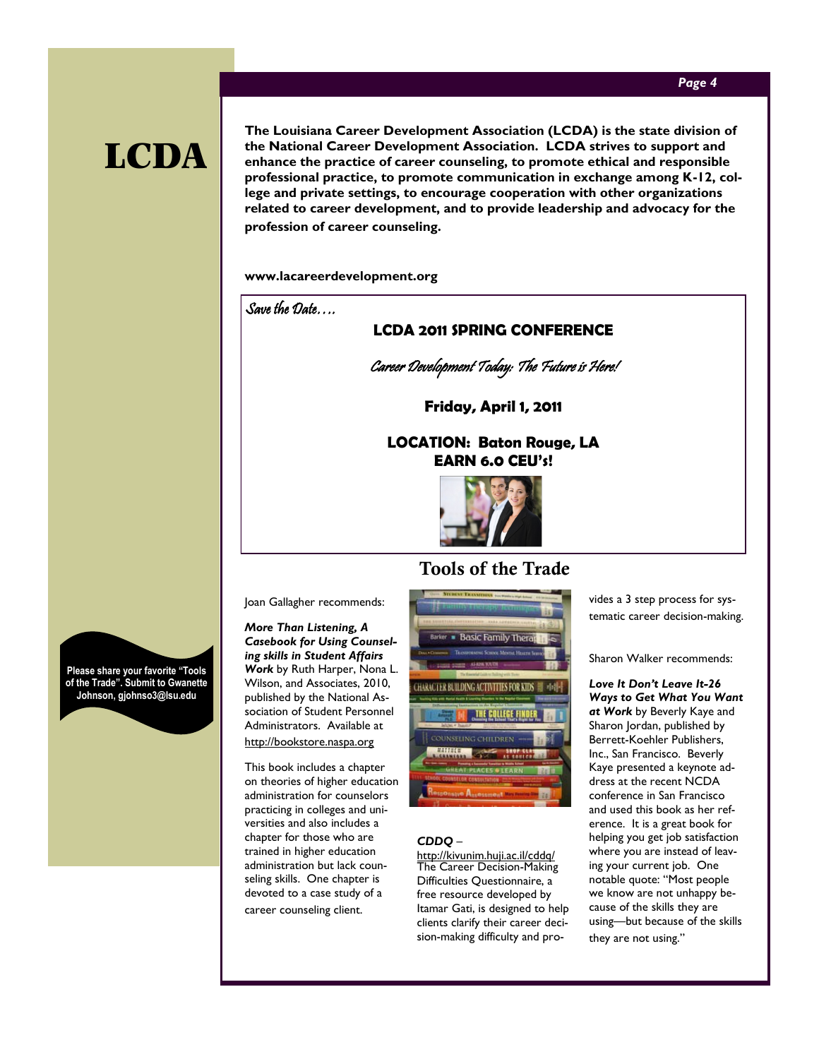# LCDA

**The Louisiana Career Development Association (LCDA) is the state division of the National Career Development Association. LCDA strives to support and enhance the practice of career counseling, to promote ethical and responsible professional practice, to promote communication in exchange among K-12, college and private settings, to encourage cooperation with other organizations related to career development, and to provide leadership and advocacy for the profession of career counseling.**

**www.lacareerdevelopment.org**

*Save the Date….*

**LCDA 2011 SPRING CONFERENCE**

*Career Development Today: The Future is Here!*

**Friday, April 1, 2011**

**LOCATION: Baton Rouge, LA**
**EARN 6.0 CEU's!**

**Please share your favorite "Tools of the Trade". Submit to Gwanette Johnson, gjohnso3@lsu.edu**

## Tools of the Trade

Joan Gallagher recommends:

***More Than Listening, A Casebook for Using Counseling skills in Student Affairs Work*** by Ruth Harper, Nona L. Wilson, and Associates, 2010, published by the National Association of Student Personnel Administrators. Available at http://bookstore.naspa.org

This book includes a chapter on theories of higher education administration for counselors practicing in colleges and universities and also includes a chapter for those who are trained in higher education administration but lack counseling skills. One chapter is devoted to a case study of a career counseling client.

***CDDQ*** – http://kivunim.huji.ac.il/cddq/
The Career Decision-Making Difficulties Questionnaire, a free resource developed by Itamar Gati, is designed to help clients clarify their career decision-making difficulty and provides a 3 step process for systematic career decision-making.

Sharon Walker recommends:

***Love It Don't Leave It-26 Ways to Get What You Want at Work*** by Beverly Kaye and Sharon Jordan, published by Berrett-Koehler Publishers, Inc., San Francisco. Beverly Kaye presented a keynote address at the recent NCDA conference in San Francisco and used this book as her reference. It is a great book for helping you get job satisfaction where you are instead of leaving your current job. One notable quote: "Most people we know are not unhappy because of the skills they are using—but because of the skills they are not using."